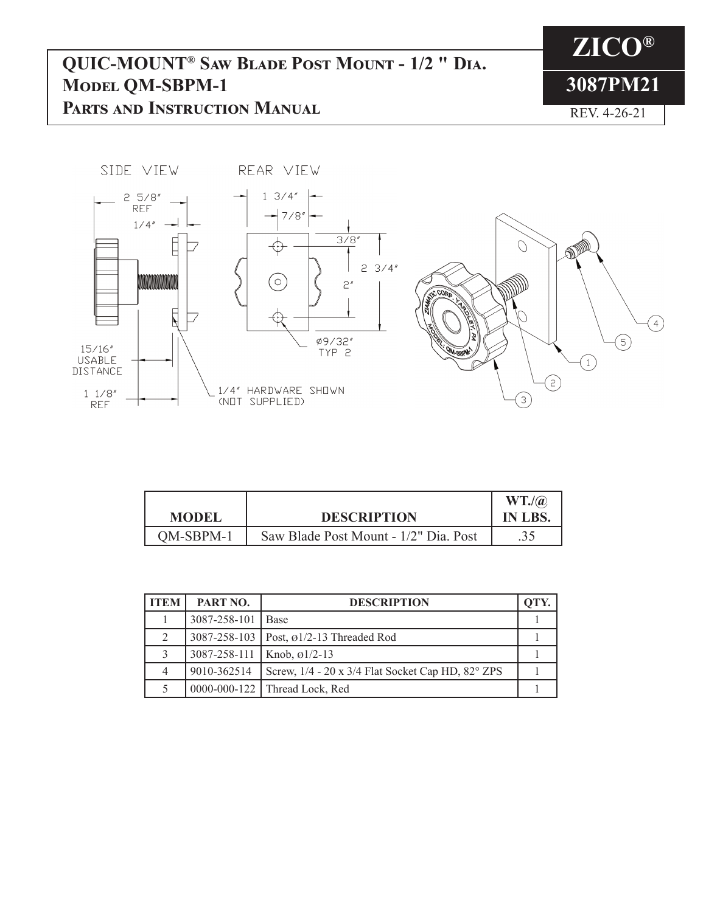# QUIC-MOUNT® Saw Blade Post Mount - 1/2 " Dia.
## Model QM-SBPM-1
## Parts and Instruction Manual

**ZICO®**

**3087PM21**

REV. 4-26-21

SIDE VIEW

REAR VIEW

2 5/8" REF

1/4"

15/16" USABLE DISTANCE

1 1/8" REF

1/4" HARDWARE SHOWN (NOT SUPPLIED)

1 3/4"

7/8"

3/8"

2 3/4"

2"

ø9/32" TYP 2

ZIAMATIC CORP. YARDLEY, PA MODEL: QM-SBPM-1

1

2

3

4

5

| MODEL | DESCRIPTION | WT./@ IN LBS. |
|---|---|---|
| QM-SBPM-1 | Saw Blade Post Mount - 1/2" Dia. Post | .35 |

| ITEM | PART NO. | DESCRIPTION | QTY. |
|---|---|---|---|
| 1 | 3087-258-101 | Base | 1 |
| 2 | 3087-258-103 | Post, ø1/2-13 Threaded Rod | 1 |
| 3 | 3087-258-111 | Knob, ø1/2-13 | 1 |
| 4 | 9010-362514 | Screw, 1/4 - 20 x 3/4 Flat Socket Cap HD, 82° ZPS | 1 |
| 5 | 0000-000-122 | Thread Lock, Red | 1 |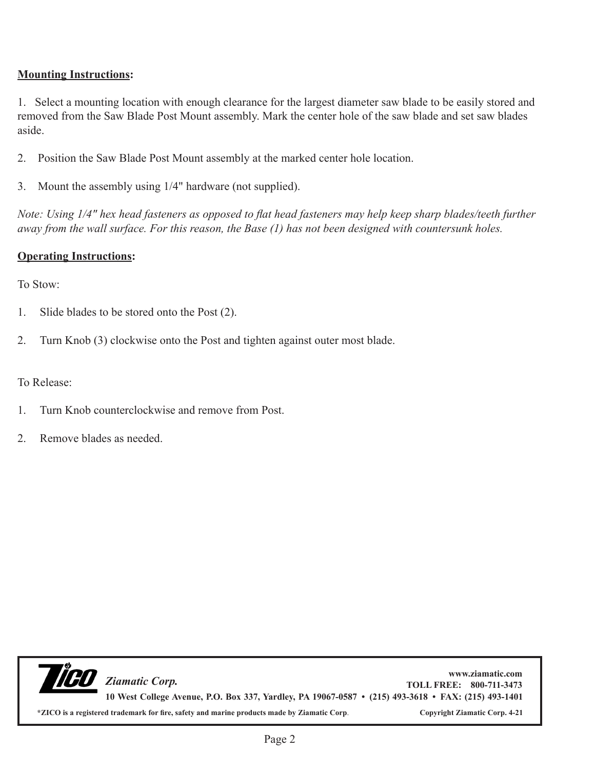**Mounting Instructions:**

1. Select a mounting location with enough clearance for the largest diameter saw blade to be easily stored and removed from the Saw Blade Post Mount assembly. Mark the center hole of the saw blade and set saw blades aside.

2. Position the Saw Blade Post Mount assembly at the marked center hole location.

3. Mount the assembly using 1/4" hardware (not supplied).

*Note: Using 1/4" hex head fasteners as opposed to flat head fasteners may help keep sharp blades/teeth further away from the wall surface. For this reason, the Base (1) has not been designed with countersunk holes.*

**Operating Instructions:**

To Stow:

1. Slide blades to be stored onto the Post (2).

2. Turn Knob (3) clockwise onto the Post and tighten against outer most blade.

To Release:

1. Turn Knob counterclockwise and remove from Post.

2. Remove blades as needed.

ZICO *Ziamatic Corp.*

**www.ziamatic.com**
**TOLL FREE: 800-711-3473**
**10 West College Avenue, P.O. Box 337, Yardley, PA 19067-0587 • (215) 493-3618 • FAX: (215) 493-1401**

**\*ZICO is a registered trademark for fire, safety and marine products made by Ziamatic Corp.** **Copyright Ziamatic Corp. 4-21**